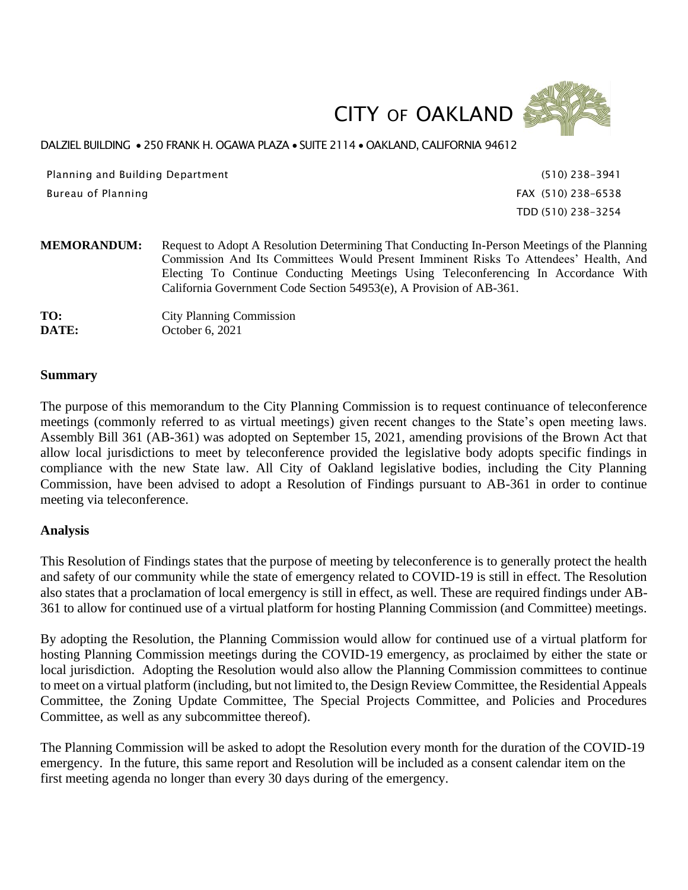# CITY OF OAKLAND

DALZIEL BUILDING • 250 FRANK H. OGAWA PLAZA • SUITE 2114 • OAKLAND, CALIFORNIA 94612

Planning and Building Department (510) 238-3941

Bureau of Planning FAX (510) 238-6538

TDD (510) 238-3254

**MEMORANDUM:** Request to Adopt A Resolution Determining That Conducting In-Person Meetings of the Planning Commission And Its Committees Would Present Imminent Risks To Attendees' Health, And Electing To Continue Conducting Meetings Using Teleconferencing In Accordance With California Government Code Section 54953(e), A Provision of AB-361.

**TO:** City Planning Commission

**DATE:** October 6, 2021

## Summary

The purpose of this memorandum to the City Planning Commission is to request continuance of teleconference meetings (commonly referred to as virtual meetings) given recent changes to the State's open meeting laws. Assembly Bill 361 (AB-361) was adopted on September 15, 2021, amending provisions of the Brown Act that allow local jurisdictions to meet by teleconference provided the legislative body adopts specific findings in compliance with the new State law. All City of Oakland legislative bodies, including the City Planning Commission, have been advised to adopt a Resolution of Findings pursuant to AB-361 in order to continue meeting via teleconference.

## Analysis

This Resolution of Findings states that the purpose of meeting by teleconference is to generally protect the health and safety of our community while the state of emergency related to COVID-19 is still in effect. The Resolution also states that a proclamation of local emergency is still in effect, as well. These are required findings under AB-361 to allow for continued use of a virtual platform for hosting Planning Commission (and Committee) meetings.

By adopting the Resolution, the Planning Commission would allow for continued use of a virtual platform for hosting Planning Commission meetings during the COVID-19 emergency, as proclaimed by either the state or local jurisdiction. Adopting the Resolution would also allow the Planning Commission committees to continue to meet on a virtual platform (including, but not limited to, the Design Review Committee, the Residential Appeals Committee, the Zoning Update Committee, The Special Projects Committee, and Policies and Procedures Committee, as well as any subcommittee thereof).

The Planning Commission will be asked to adopt the Resolution every month for the duration of the COVID-19 emergency. In the future, this same report and Resolution will be included as a consent calendar item on the first meeting agenda no longer than every 30 days during of the emergency.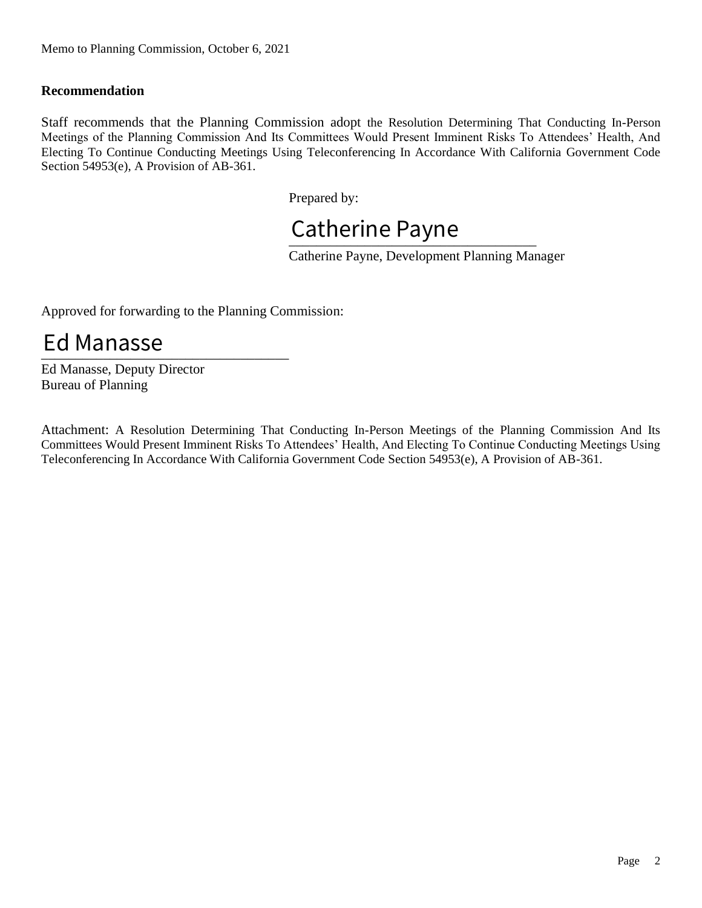**Recommendation**

Staff recommends that the Planning Commission adopt the Resolution Determining That Conducting In-Person Meetings of the Planning Commission And Its Committees Would Present Imminent Risks To Attendees' Health, And Electing To Continue Conducting Meetings Using Teleconferencing In Accordance With California Government Code Section 54953(e), A Provision of AB-361.

Prepared by:

Catherine Payne

Catherine Payne, Development Planning Manager

Approved for forwarding to the Planning Commission:

Ed Manasse

Ed Manasse, Deputy Director
Bureau of Planning

Attachment: A Resolution Determining That Conducting In-Person Meetings of the Planning Commission And Its Committees Would Present Imminent Risks To Attendees' Health, And Electing To Continue Conducting Meetings Using Teleconferencing In Accordance With California Government Code Section 54953(e), A Provision of AB-361.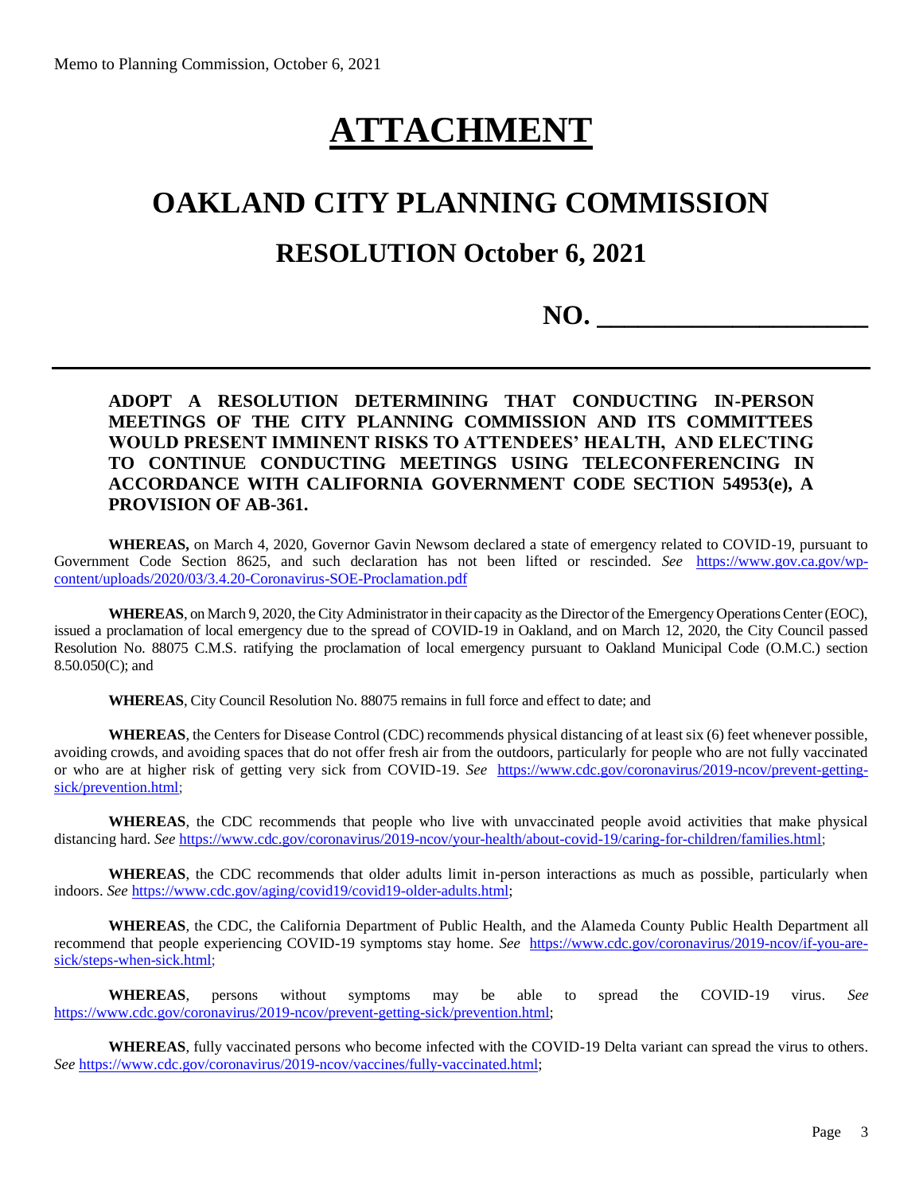# ATTACHMENT

# OAKLAND CITY PLANNING COMMISSION

## RESOLUTION October 6, 2021

**NO. ____________________**

---

**ADOPT A RESOLUTION DETERMINING THAT CONDUCTING IN-PERSON MEETINGS OF THE CITY PLANNING COMMISSION AND ITS COMMITTEES WOULD PRESENT IMMINENT RISKS TO ATTENDEES' HEALTH, AND ELECTING TO CONTINUE CONDUCTING MEETINGS USING TELECONFERENCING IN ACCORDANCE WITH CALIFORNIA GOVERNMENT CODE SECTION 54953(e), A PROVISION OF AB-361.**

**WHEREAS,** on March 4, 2020, Governor Gavin Newsom declared a state of emergency related to COVID-19, pursuant to Government Code Section 8625, and such declaration has not been lifted or rescinded. *See* https://www.gov.ca.gov/wp-content/uploads/2020/03/3.4.20-Coronavirus-SOE-Proclamation.pdf

**WHEREAS**, on March 9, 2020, the City Administrator in their capacity as the Director of the Emergency Operations Center (EOC), issued a proclamation of local emergency due to the spread of COVID-19 in Oakland, and on March 12, 2020, the City Council passed Resolution No. 88075 C.M.S. ratifying the proclamation of local emergency pursuant to Oakland Municipal Code (O.M.C.) section 8.50.050(C); and

**WHEREAS**, City Council Resolution No. 88075 remains in full force and effect to date; and

**WHEREAS**, the Centers for Disease Control (CDC) recommends physical distancing of at least six (6) feet whenever possible, avoiding crowds, and avoiding spaces that do not offer fresh air from the outdoors, particularly for people who are not fully vaccinated or who are at higher risk of getting very sick from COVID-19. *See* https://www.cdc.gov/coronavirus/2019-ncov/prevent-getting-sick/prevention.html;

**WHEREAS**, the CDC recommends that people who live with unvaccinated people avoid activities that make physical distancing hard. *See* https://www.cdc.gov/coronavirus/2019-ncov/your-health/about-covid-19/caring-for-children/families.html;

**WHEREAS**, the CDC recommends that older adults limit in-person interactions as much as possible, particularly when indoors. *See* https://www.cdc.gov/aging/covid19/covid19-older-adults.html;

**WHEREAS**, the CDC, the California Department of Public Health, and the Alameda County Public Health Department all recommend that people experiencing COVID-19 symptoms stay home. *See* https://www.cdc.gov/coronavirus/2019-ncov/if-you-are-sick/steps-when-sick.html;

**WHEREAS**, persons without symptoms may be able to spread the COVID-19 virus. *See* https://www.cdc.gov/coronavirus/2019-ncov/prevent-getting-sick/prevention.html;

**WHEREAS**, fully vaccinated persons who become infected with the COVID-19 Delta variant can spread the virus to others. *See* https://www.cdc.gov/coronavirus/2019-ncov/vaccines/fully-vaccinated.html;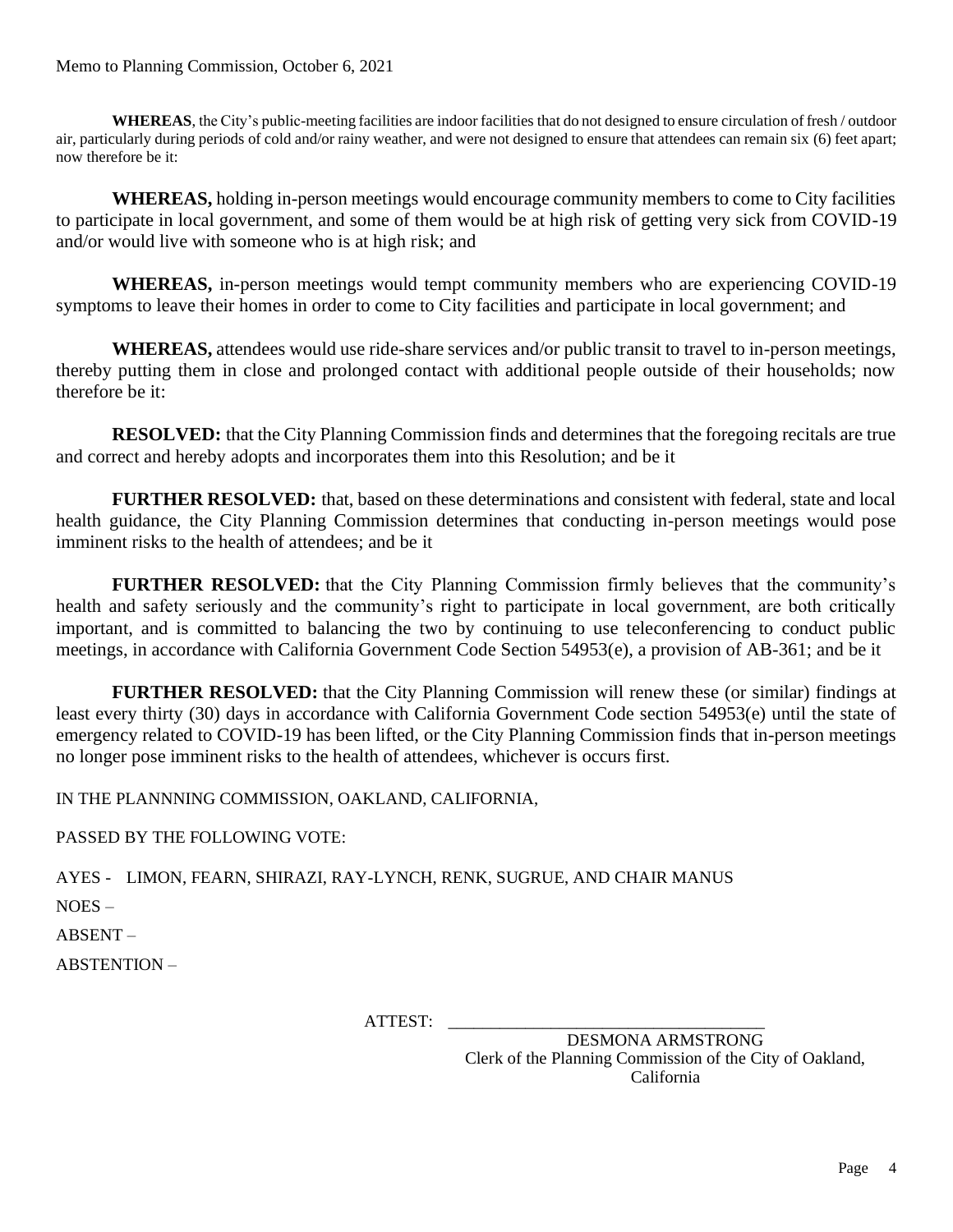**WHEREAS**, the City's public-meeting facilities are indoor facilities that do not designed to ensure circulation of fresh / outdoor air, particularly during periods of cold and/or rainy weather, and were not designed to ensure that attendees can remain six (6) feet apart; now therefore be it:

**WHEREAS,** holding in-person meetings would encourage community members to come to City facilities to participate in local government, and some of them would be at high risk of getting very sick from COVID-19 and/or would live with someone who is at high risk; and

**WHEREAS,** in-person meetings would tempt community members who are experiencing COVID-19 symptoms to leave their homes in order to come to City facilities and participate in local government; and

**WHEREAS,** attendees would use ride-share services and/or public transit to travel to in-person meetings, thereby putting them in close and prolonged contact with additional people outside of their households; now therefore be it:

**RESOLVED:** that the City Planning Commission finds and determines that the foregoing recitals are true and correct and hereby adopts and incorporates them into this Resolution; and be it

**FURTHER RESOLVED:** that, based on these determinations and consistent with federal, state and local health guidance, the City Planning Commission determines that conducting in-person meetings would pose imminent risks to the health of attendees; and be it

**FURTHER RESOLVED:** that the City Planning Commission firmly believes that the community's health and safety seriously and the community's right to participate in local government, are both critically important, and is committed to balancing the two by continuing to use teleconferencing to conduct public meetings, in accordance with California Government Code Section 54953(e), a provision of AB-361; and be it

**FURTHER RESOLVED:** that the City Planning Commission will renew these (or similar) findings at least every thirty (30) days in accordance with California Government Code section 54953(e) until the state of emergency related to COVID-19 has been lifted, or the City Planning Commission finds that in-person meetings no longer pose imminent risks to the health of attendees, whichever is occurs first.

IN THE PLANNNING COMMISSION, OAKLAND, CALIFORNIA,

PASSED BY THE FOLLOWING VOTE:

AYES - LIMON, FEARN, SHIRAZI, RAY-LYNCH, RENK, SUGRUE, AND CHAIR MANUS

NOES –

ABSENT –

ABSTENTION –

ATTEST: ______________________________________

DESMONA ARMSTRONG
Clerk of the Planning Commission of the City of Oakland, California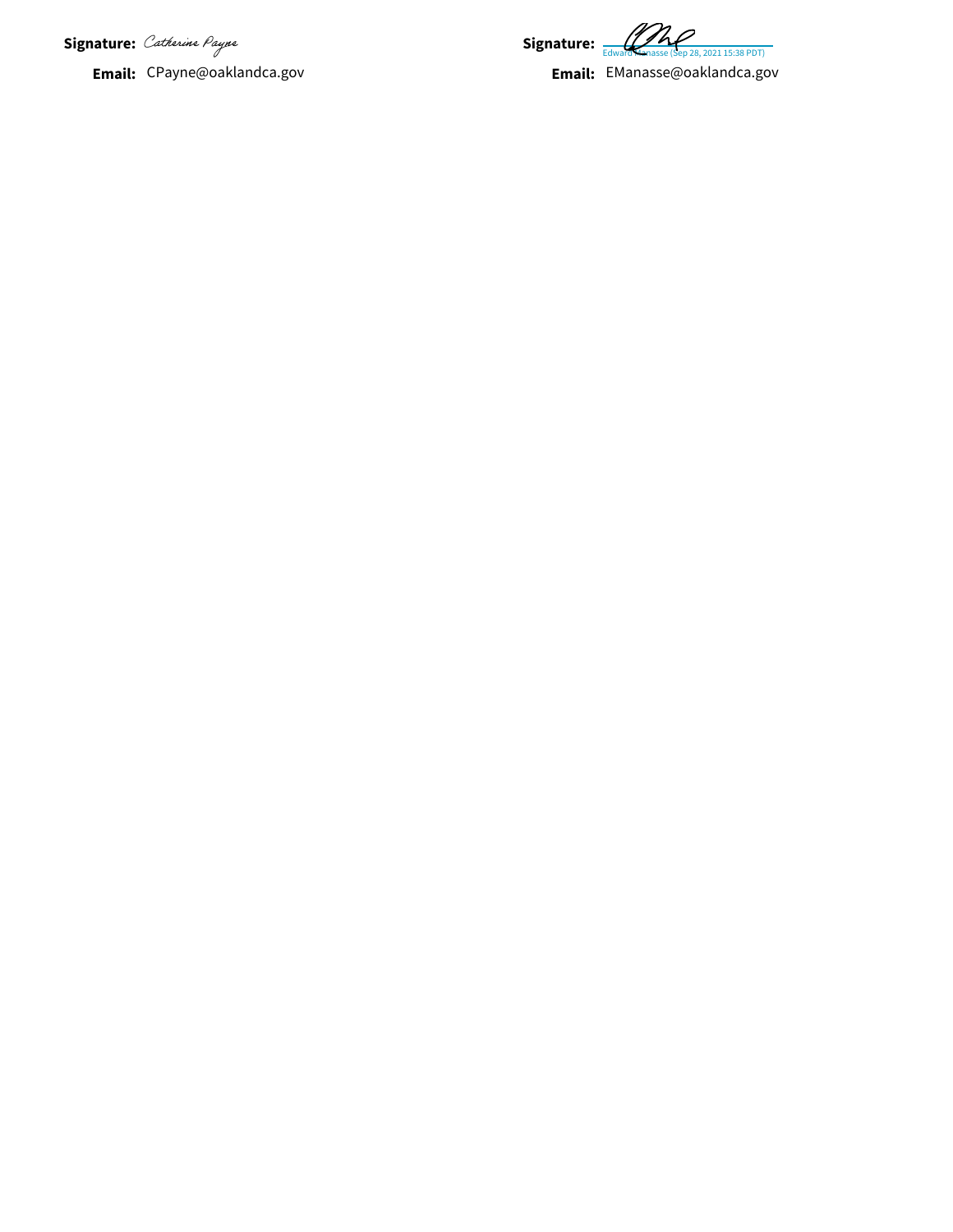**Signature:** *Catherine Payne*

**Email:** CPayne@oaklandca.gov

**Signature:** Edward Manasse (Sep 28, 2021 15:38 PDT)

**Email:** EManasse@oaklandca.gov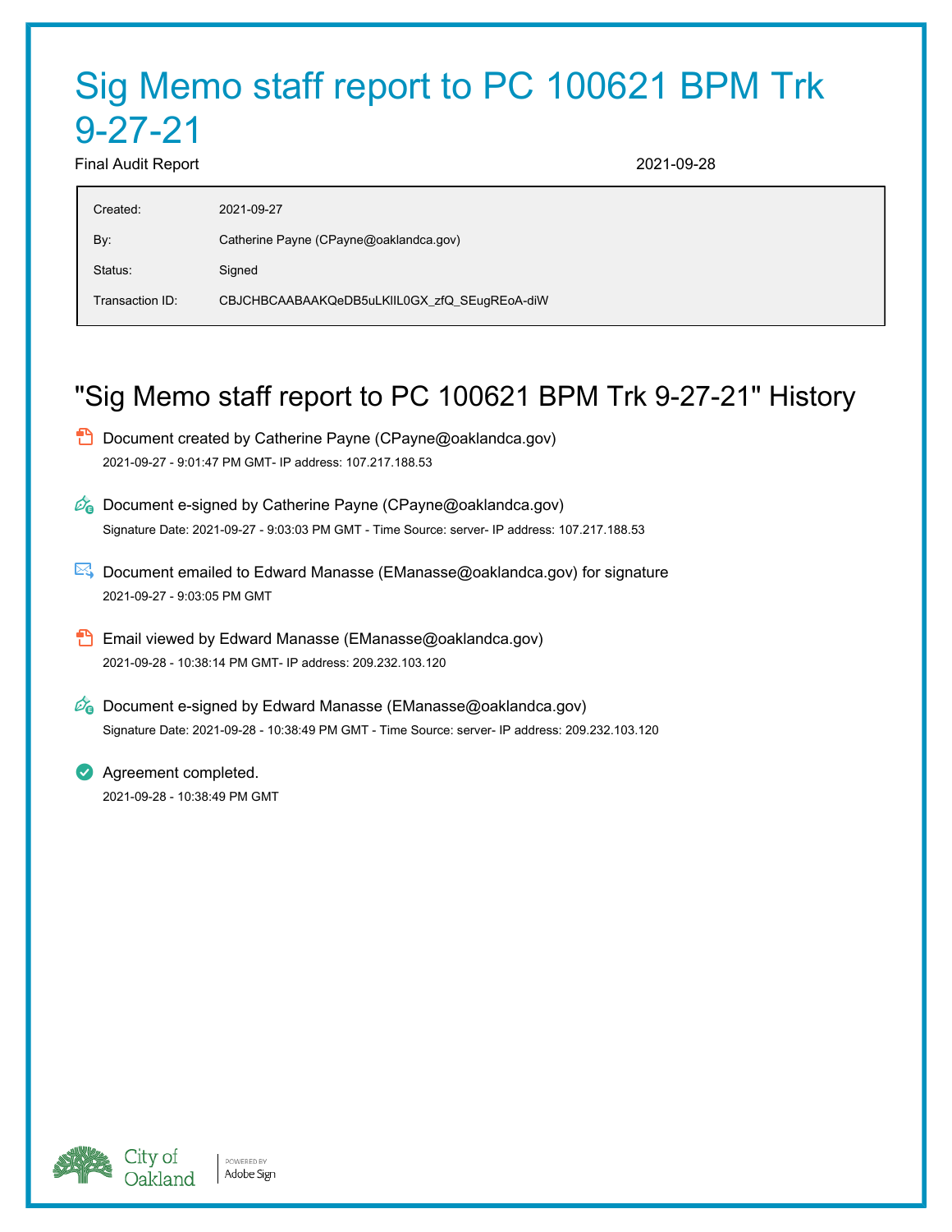# Sig Memo staff report to PC 100621 BPM Trk 9-27-21

Final Audit Report 2021-09-28

| | |
|---|---|
| Created: | 2021-09-27 |
| By: | Catherine Payne (CPayne@oaklandca.gov) |
| Status: | Signed |
| Transaction ID: | CBJCHBCAABAAKQeDB5uLKIIL0GX_zfQ_SEugREoA-diW |

## "Sig Memo staff report to PC 100621 BPM Trk 9-27-21" History

- Document created by Catherine Payne (CPayne@oaklandca.gov)
  2021-09-27 - 9:01:47 PM GMT- IP address: 107.217.188.53

- Document e-signed by Catherine Payne (CPayne@oaklandca.gov)
  Signature Date: 2021-09-27 - 9:03:03 PM GMT - Time Source: server- IP address: 107.217.188.53

- Document emailed to Edward Manasse (EManasse@oaklandca.gov) for signature
  2021-09-27 - 9:03:05 PM GMT

- Email viewed by Edward Manasse (EManasse@oaklandca.gov)
  2021-09-28 - 10:38:14 PM GMT- IP address: 209.232.103.120

- Document e-signed by Edward Manasse (EManasse@oaklandca.gov)
  Signature Date: 2021-09-28 - 10:38:49 PM GMT - Time Source: server- IP address: 209.232.103.120

- Agreement completed.
  2021-09-28 - 10:38:49 PM GMT

City of Oakland | POWERED BY Adobe Sign